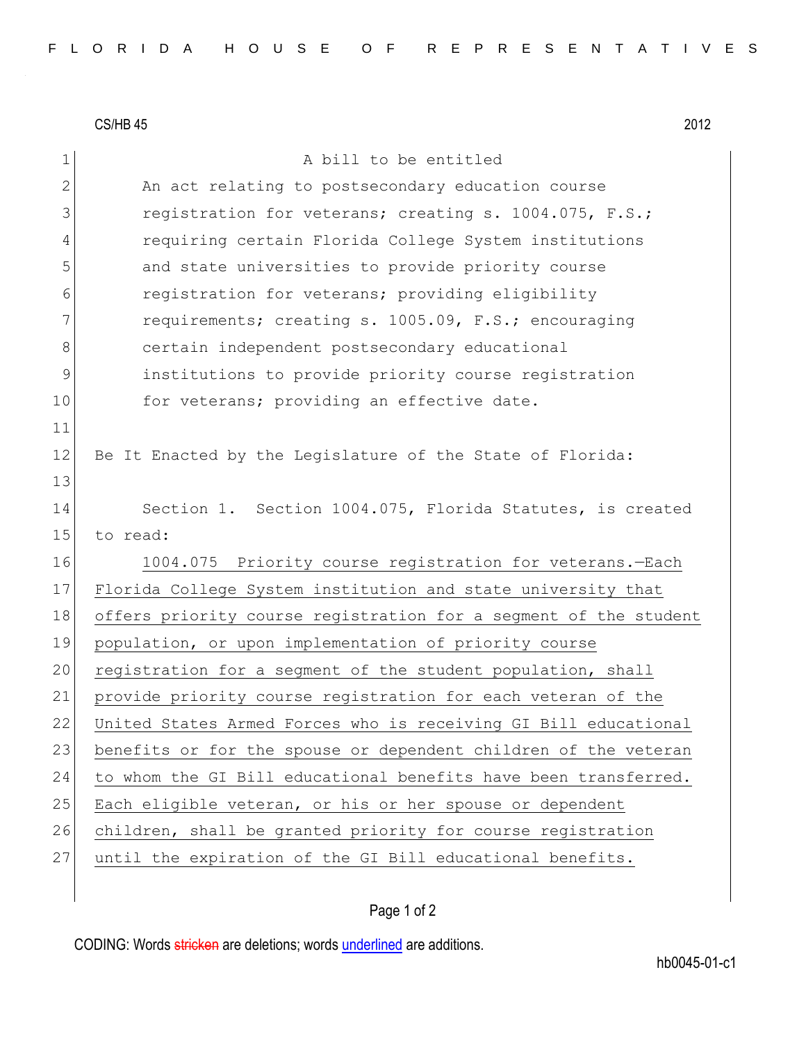CS/HB 45 2012

A bill to be entitled

An act relating to postsecondary education course registration for veterans; creating s. 1004.075, F.S.; requiring certain Florida College System institutions and state universities to provide priority course registration for veterans; providing eligibility requirements; creating s. 1005.09, F.S.; encouraging certain independent postsecondary educational institutions to provide priority course registration for veterans; providing an effective date.

Be It Enacted by the Legislature of the State of Florida:

Section 1. Section 1004.075, Florida Statutes, is created to read:

1004.075 Priority course registration for veterans.—Each Florida College System institution and state university that offers priority course registration for a segment of the student population, or upon implementation of priority course registration for a segment of the student population, shall provide priority course registration for each veteran of the United States Armed Forces who is receiving GI Bill educational benefits or for the spouse or dependent children of the veteran to whom the GI Bill educational benefits have been transferred. Each eligible veteran, or his or her spouse or dependent children, shall be granted priority for course registration until the expiration of the GI Bill educational benefits.

CODING: Words stricken are deletions; words underlined are additions.

hb0045-01-c1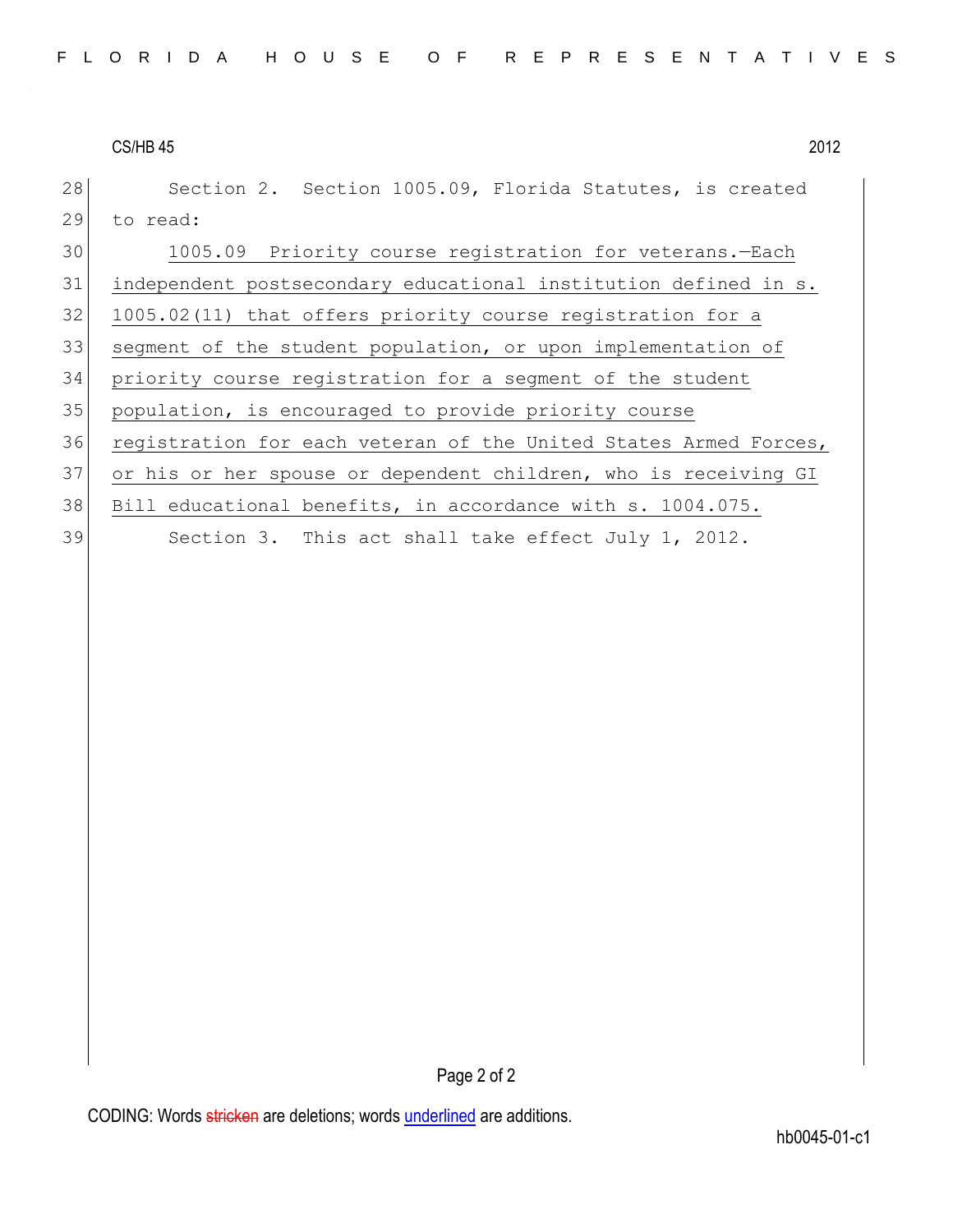CS/HB 45 2012

28 Section 2. Section 1005.09, Florida Statutes, is created
29 to read:
30 1005.09 Priority course registration for veterans.—Each
31 independent postsecondary educational institution defined in s.
32 1005.02(11) that offers priority course registration for a
33 segment of the student population, or upon implementation of
34 priority course registration for a segment of the student
35 population, is encouraged to provide priority course
36 registration for each veteran of the United States Armed Forces,
37 or his or her spouse or dependent children, who is receiving GI
38 Bill educational benefits, in accordance with s. 1004.075.
39 Section 3. This act shall take effect July 1, 2012.

CODING: Words stricken are deletions; words underlined are additions.

hb0045-01-c1